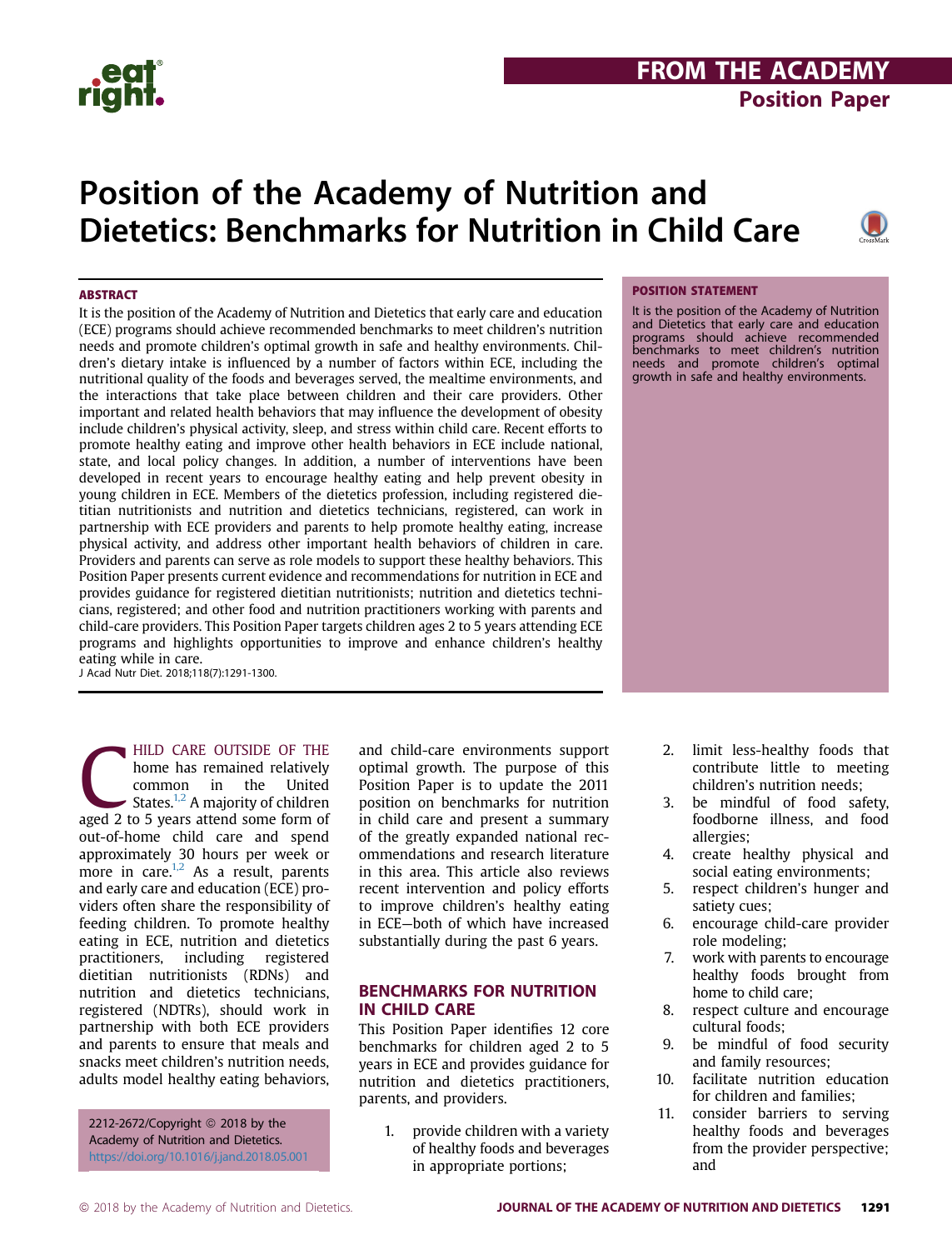FROM THE ACADEMY

Position Paper

# Position of the Academy of Nutrition and Dietetics: Benchmarks for Nutrition in Child Care

## ABSTRACT

It is the position of the Academy of Nutrition and Dietetics that early care and education (ECE) programs should achieve recommended benchmarks to meet children's nutrition needs and promote children's optimal growth in safe and healthy environments. Children's dietary intake is influenced by a number of factors within ECE, including the nutritional quality of the foods and beverages served, the mealtime environments, and the interactions that take place between children and their care providers. Other important and related health behaviors that may influence the development of obesity include children's physical activity, sleep, and stress within child care. Recent efforts to promote healthy eating and improve other health behaviors in ECE include national, state, and local policy changes. In addition, a number of interventions have been developed in recent years to encourage healthy eating and help prevent obesity in young children in ECE. Members of the dietetics profession, including registered dietitian nutritionists and nutrition and dietetics technicians, registered, can work in partnership with ECE providers and parents to help promote healthy eating, increase physical activity, and address other important health behaviors of children in care. Providers and parents can serve as role models to support these healthy behaviors. This Position Paper presents current evidence and recommendations for nutrition in ECE and provides guidance for registered dietitian nutritionists; nutrition and dietetics technicians, registered; and other food and nutrition practitioners working with parents and child-care providers. This Position Paper targets children ages 2 to 5 years attending ECE programs and highlights opportunities to improve and enhance children's healthy eating while in care.

J Acad Nutr Diet. 2018;118(7):1291-1300.

## POSITION STATEMENT

It is the position of the Academy of Nutrition and Dietetics that early care and education programs should achieve recommended benchmarks to meet children's nutrition needs and promote children's optimal growth in safe and healthy environments.

CHILD CARE OUTSIDE OF THE home has remained relatively common in the United States.[1,2] A majority of children aged 2 to 5 years attend some form of out-of-home child care and spend approximately 30 hours per week or more in care.[1,2] As a result, parents and early care and education (ECE) providers often share the responsibility of feeding children. To promote healthy eating in ECE, nutrition and dietetics practitioners, including registered dietitian nutritionists (RDNs) and nutrition and dietetics technicians, registered (NDTRs), should work in partnership with both ECE providers and parents to ensure that meals and snacks meet children's nutrition needs, adults model healthy eating behaviors, and child-care environments support optimal growth. The purpose of this Position Paper is to update the 2011 position on benchmarks for nutrition in child care and present a summary of the greatly expanded national recommendations and research literature in this area. This article also reviews recent intervention and policy efforts to improve children's healthy eating in ECE—both of which have increased substantially during the past 6 years.

## BENCHMARKS FOR NUTRITION IN CHILD CARE

This Position Paper identifies 12 core benchmarks for children aged 2 to 5 years in ECE and provides guidance for nutrition and dietetics practitioners, parents, and providers.

1. provide children with a variety of healthy foods and beverages in appropriate portions;
2. limit less-healthy foods that contribute little to meeting children's nutrition needs;
3. be mindful of food safety, foodborne illness, and food allergies;
4. create healthy physical and social eating environments;
5. respect children's hunger and satiety cues;
6. encourage child-care provider role modeling;
7. work with parents to encourage healthy foods brought from home to child care;
8. respect culture and encourage cultural foods;
9. be mindful of food security and family resources;
10. facilitate nutrition education for children and families;
11. consider barriers to serving healthy foods and beverages from the provider perspective; and

2212-2672/Copyright © 2018 by the Academy of Nutrition and Dietetics.
https://doi.org/10.1016/j.jand.2018.05.001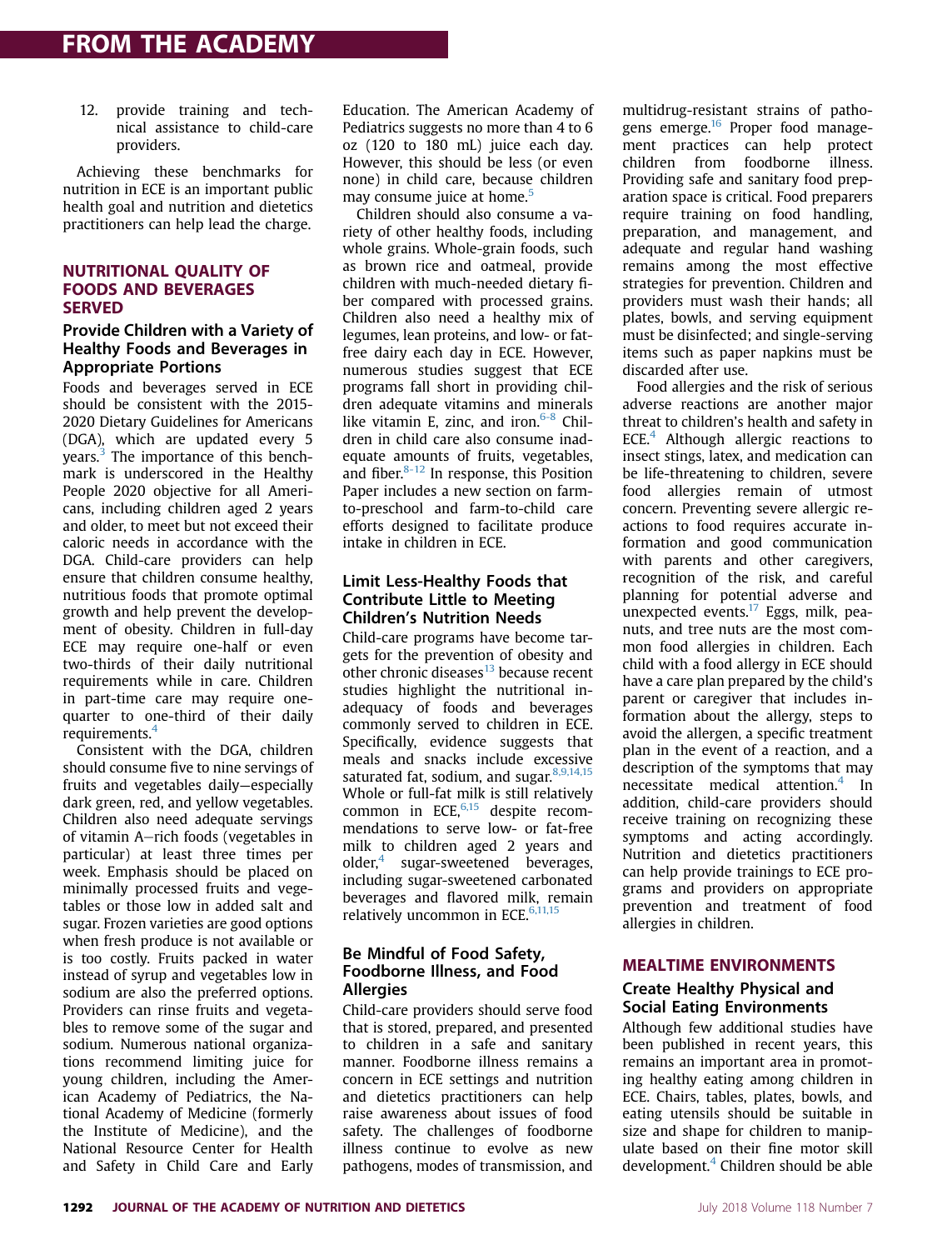12. provide training and technical assistance to child-care providers.

Achieving these benchmarks for nutrition in ECE is an important public health goal and nutrition and dietetics practitioners can help lead the charge.

## NUTRITIONAL QUALITY OF FOODS AND BEVERAGES SERVED

### Provide Children with a Variety of Healthy Foods and Beverages in Appropriate Portions

Foods and beverages served in ECE should be consistent with the 2015-2020 Dietary Guidelines for Americans (DGA), which are updated every 5 years.[3] The importance of this benchmark is underscored in the Healthy People 2020 objective for all Americans, including children aged 2 years and older, to meet but not exceed their caloric needs in accordance with the DGA. Child-care providers can help ensure that children consume healthy, nutritious foods that promote optimal growth and help prevent the development of obesity. Children in full-day ECE may require one-half or even two-thirds of their daily nutritional requirements while in care. Children in part-time care may require one-quarter to one-third of their daily requirements.[4]

Consistent with the DGA, children should consume five to nine servings of fruits and vegetables daily—especially dark green, red, and yellow vegetables. Children also need adequate servings of vitamin A–rich foods (vegetables in particular) at least three times per week. Emphasis should be placed on minimally processed fruits and vegetables or those low in added salt and sugar. Frozen varieties are good options when fresh produce is not available or is too costly. Fruits packed in water instead of syrup and vegetables low in sodium are also the preferred options. Providers can rinse fruits and vegetables to remove some of the sugar and sodium. Numerous national organizations recommend limiting juice for young children, including the American Academy of Pediatrics, the National Academy of Medicine (formerly the Institute of Medicine), and the National Resource Center for Health and Safety in Child Care and Early Education. The American Academy of Pediatrics suggests no more than 4 to 6 oz (120 to 180 mL) juice each day. However, this should be less (or even none) in child care, because children may consume juice at home.[5]

Children should also consume a variety of other healthy foods, including whole grains. Whole-grain foods, such as brown rice and oatmeal, provide children with much-needed dietary fiber compared with processed grains. Children also need a healthy mix of legumes, lean proteins, and low- or fat-free dairy each day in ECE. However, numerous studies suggest that ECE programs fall short in providing children adequate vitamins and minerals like vitamin E, zinc, and iron.[6-8] Children in child care also consume inadequate amounts of fruits, vegetables, and fiber.[8-12] In response, this Position Paper includes a new section on farm-to-preschool and farm-to-child care efforts designed to facilitate produce intake in children in ECE.

### Limit Less-Healthy Foods that Contribute Little to Meeting Children's Nutrition Needs

Child-care programs have become targets for the prevention of obesity and other chronic diseases[13] because recent studies highlight the nutritional inadequacy of foods and beverages commonly served to children in ECE. Specifically, evidence suggests that meals and snacks include excessive saturated fat, sodium, and sugar.[8,9,14,15] Whole or full-fat milk is still relatively common in ECE,[6,15] despite recommendations to serve low- or fat-free milk to children aged 2 years and older,[4] sugar-sweetened beverages, including sugar-sweetened carbonated beverages and flavored milk, remain relatively uncommon in ECE.[6,11,15]

### Be Mindful of Food Safety, Foodborne Illness, and Food Allergies

Child-care providers should serve food that is stored, prepared, and presented to children in a safe and sanitary manner. Foodborne illness remains a concern in ECE settings and nutrition and dietetics practitioners can help raise awareness about issues of food safety. The challenges of foodborne illness continue to evolve as new pathogens, modes of transmission, and multidrug-resistant strains of pathogens emerge.[16] Proper food management practices can help protect children from foodborne illness. Providing safe and sanitary food preparation space is critical. Food preparers require training on food handling, preparation, and management, and adequate and regular hand washing remains among the most effective strategies for prevention. Children and providers must wash their hands; all plates, bowls, and serving equipment must be disinfected; and single-serving items such as paper napkins must be discarded after use.

Food allergies and the risk of serious adverse reactions are another major threat to children's health and safety in ECE.[4] Although allergic reactions to insect stings, latex, and medication can be life-threatening to children, severe food allergies remain of utmost concern. Preventing severe allergic reactions to food requires accurate information and good communication with parents and other caregivers, recognition of the risk, and careful planning for potential adverse and unexpected events.[17] Eggs, milk, peanuts, and tree nuts are the most common food allergies in children. Each child with a food allergy in ECE should have a care plan prepared by the child's parent or caregiver that includes information about the allergy, steps to avoid the allergen, a specific treatment plan in the event of a reaction, and a description of the symptoms that may necessitate medical attention.[4] In addition, child-care providers should receive training on recognizing these symptoms and acting accordingly. Nutrition and dietetics practitioners can help provide trainings to ECE programs and providers on appropriate prevention and treatment of food allergies in children.

## MEALTIME ENVIRONMENTS

### Create Healthy Physical and Social Eating Environments

Although few additional studies have been published in recent years, this remains an important area in promoting healthy eating among children in ECE. Chairs, tables, plates, bowls, and eating utensils should be suitable in size and shape for children to manipulate based on their fine motor skill development.[4] Children should be able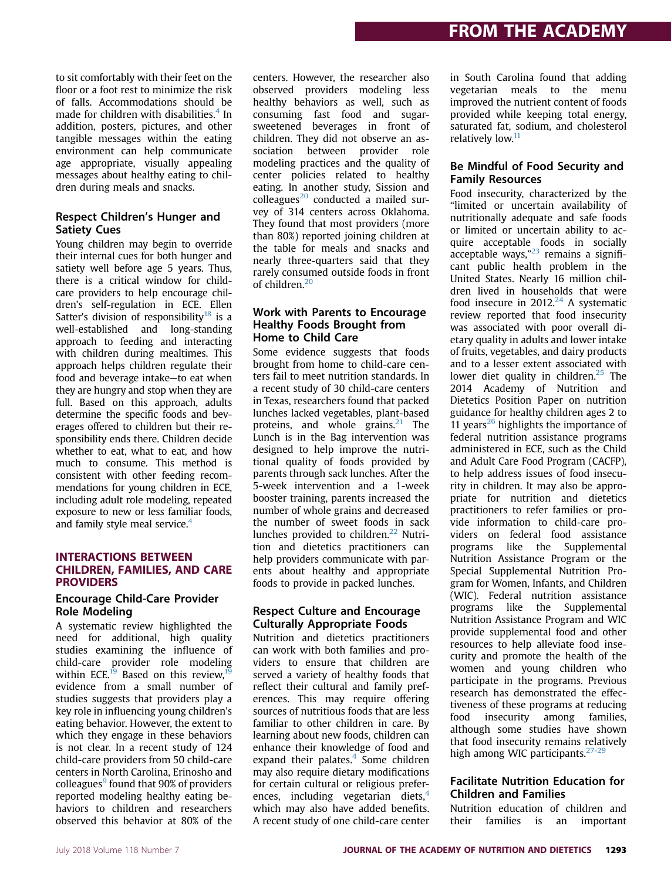to sit comfortably with their feet on the floor or a foot rest to minimize the risk of falls. Accommodations should be made for children with disabilities.[4] In addition, posters, pictures, and other tangible messages within the eating environment can help communicate age appropriate, visually appealing messages about healthy eating to children during meals and snacks.

### Respect Children's Hunger and Satiety Cues

Young children may begin to override their internal cues for both hunger and satiety well before age 5 years. Thus, there is a critical window for child-care providers to help encourage children's self-regulation in ECE. Ellen Satter's division of responsibility[18] is a well-established and long-standing approach to feeding and interacting with children during mealtimes. This approach helps children regulate their food and beverage intake—to eat when they are hungry and stop when they are full. Based on this approach, adults determine the specific foods and beverages offered to children but their responsibility ends there. Children decide whether to eat, what to eat, and how much to consume. This method is consistent with other feeding recommendations for young children in ECE, including adult role modeling, repeated exposure to new or less familiar foods, and family style meal service.[4]

## INTERACTIONS BETWEEN CHILDREN, FAMILIES, AND CARE PROVIDERS

### Encourage Child-Care Provider Role Modeling

A systematic review highlighted the need for additional, high quality studies examining the influence of child-care provider role modeling within ECE.[19] Based on this review,[19] evidence from a small number of studies suggests that providers play a key role in influencing young children's eating behavior. However, the extent to which they engage in these behaviors is not clear. In a recent study of 124 child-care providers from 50 child-care centers in North Carolina, Erinosho and colleagues[9] found that 90% of providers reported modeling healthy eating behaviors to children and researchers observed this behavior at 80% of the centers. However, the researcher also observed providers modeling less healthy behaviors as well, such as consuming fast food and sugar-sweetened beverages in front of children. They did not observe an association between provider role modeling practices and the quality of center policies related to healthy eating. In another study, Sission and colleagues[20] conducted a mailed survey of 314 centers across Oklahoma. They found that most providers (more than 80%) reported joining children at the table for meals and snacks and nearly three-quarters said that they rarely consumed outside foods in front of children.[20]

### Work with Parents to Encourage Healthy Foods Brought from Home to Child Care

Some evidence suggests that foods brought from home to child-care centers fail to meet nutrition standards. In a recent study of 30 child-care centers in Texas, researchers found that packed lunches lacked vegetables, plant-based proteins, and whole grains.[21] The Lunch is in the Bag intervention was designed to help improve the nutritional quality of foods provided by parents through sack lunches. After the 5-week intervention and a 1-week booster training, parents increased the number of whole grains and decreased the number of sweet foods in sack lunches provided to children.[22] Nutrition and dietetics practitioners can help providers communicate with parents about healthy and appropriate foods to provide in packed lunches.

### Respect Culture and Encourage Culturally Appropriate Foods

Nutrition and dietetics practitioners can work with both families and providers to ensure that children are served a variety of healthy foods that reflect their cultural and family preferences. This may require offering sources of nutritious foods that are less familiar to other children in care. By learning about new foods, children can enhance their knowledge of food and expand their palates.[4] Some children may also require dietary modifications for certain cultural or religious preferences, including vegetarian diets,[4] which may also have added benefits. A recent study of one child-care center in South Carolina found that adding vegetarian meals to the menu improved the nutrient content of foods provided while keeping total energy, saturated fat, sodium, and cholesterol relatively low.[11]

### Be Mindful of Food Security and Family Resources

Food insecurity, characterized by the "limited or uncertain availability of nutritionally adequate and safe foods or limited or uncertain ability to acquire acceptable foods in socially acceptable ways,"[23] remains a significant public health problem in the United States. Nearly 16 million children lived in households that were food insecure in 2012.[24] A systematic review reported that food insecurity was associated with poor overall dietary quality in adults and lower intake of fruits, vegetables, and dairy products and to a lesser extent associated with lower diet quality in children.[25] The 2014 Academy of Nutrition and Dietetics Position Paper on nutrition guidance for healthy children ages 2 to 11 years[26] highlights the importance of federal nutrition assistance programs administered in ECE, such as the Child and Adult Care Food Program (CACFP), to help address issues of food insecurity in children. It may also be appropriate for nutrition and dietetics practitioners to refer families or provide information to child-care providers on federal food assistance programs like the Supplemental Nutrition Assistance Program or the Special Supplemental Nutrition Program for Women, Infants, and Children (WIC). Federal nutrition assistance programs like the Supplemental Nutrition Assistance Program and WIC provide supplemental food and other resources to help alleviate food insecurity and promote the health of the women and young children who participate in the programs. Previous research has demonstrated the effectiveness of these programs at reducing food insecurity among families, although some studies have shown that food insecurity remains relatively high among WIC participants.[27-29]

### Facilitate Nutrition Education for Children and Families

Nutrition education of children and their families is an important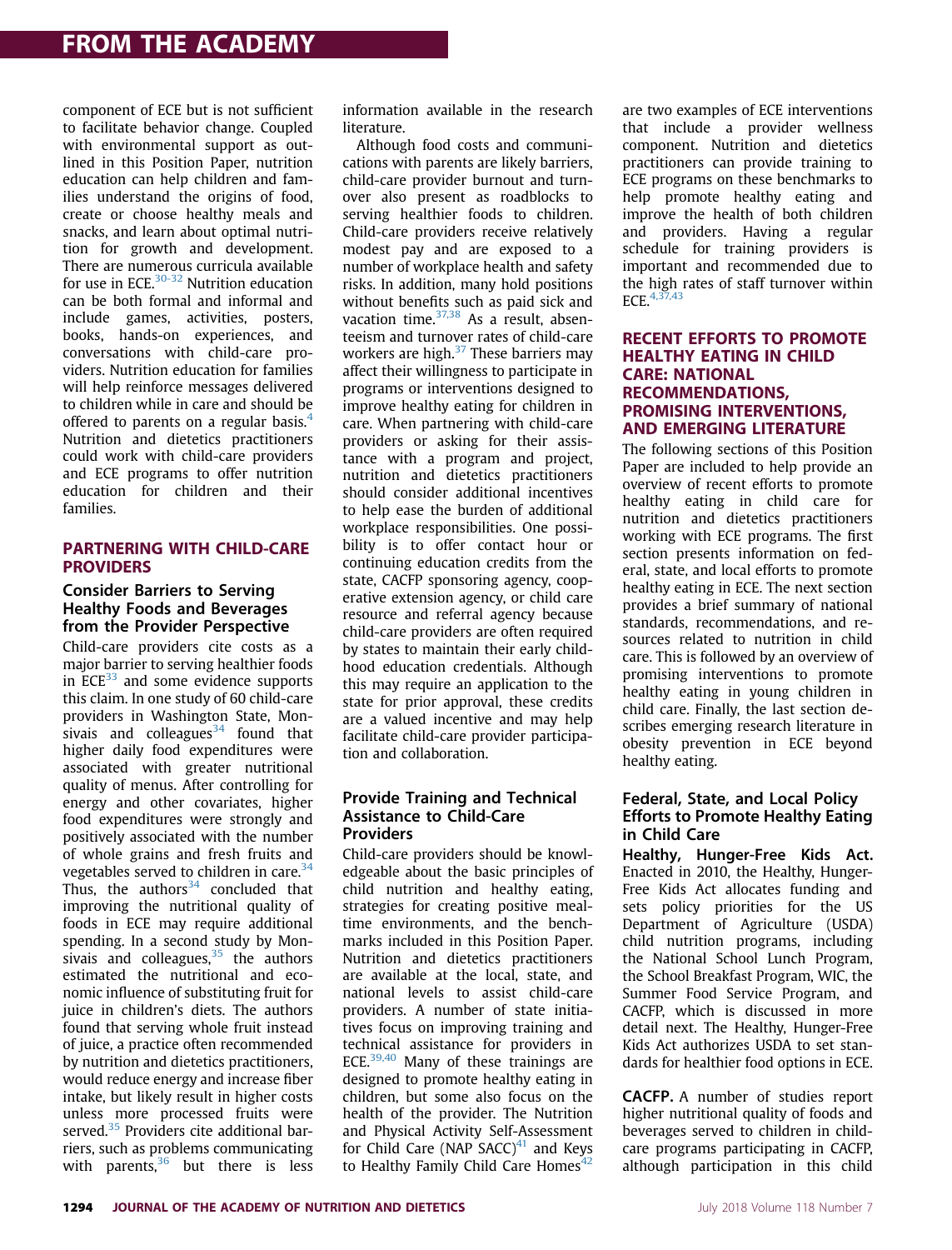component of ECE but is not sufficient to facilitate behavior change. Coupled with environmental support as outlined in this Position Paper, nutrition education can help children and families understand the origins of food, create or choose healthy meals and snacks, and learn about optimal nutrition for growth and development. There are numerous curricula available for use in ECE.[30-32] Nutrition education can be both formal and informal and include games, activities, posters, books, hands-on experiences, and conversations with child-care providers. Nutrition education for families will help reinforce messages delivered to children while in care and should be offered to parents on a regular basis.[4] Nutrition and dietetics practitioners could work with child-care providers and ECE programs to offer nutrition education for children and their families.

## PARTNERING WITH CHILD-CARE PROVIDERS

### Consider Barriers to Serving Healthy Foods and Beverages from the Provider Perspective

Child-care providers cite costs as a major barrier to serving healthier foods in ECE[33] and some evidence supports this claim. In one study of 60 child-care providers in Washington State, Monsivais and colleagues[34] found that higher daily food expenditures were associated with greater nutritional quality of menus. After controlling for energy and other covariates, higher food expenditures were strongly and positively associated with the number of whole grains and fresh fruits and vegetables served to children in care.[34] Thus, the authors[34] concluded that improving the nutritional quality of foods in ECE may require additional spending. In a second study by Monsivais and colleagues,[35] the authors estimated the nutritional and economic influence of substituting fruit for juice in children's diets. The authors found that serving whole fruit instead of juice, a practice often recommended by nutrition and dietetics practitioners, would reduce energy and increase fiber intake, but likely result in higher costs unless more processed fruits were served.[35] Providers cite additional barriers, such as problems communicating with parents,[36] but there is less information available in the research literature.

Although food costs and communications with parents are likely barriers, child-care provider burnout and turnover also present as roadblocks to serving healthier foods to children. Child-care providers receive relatively modest pay and are exposed to a number of workplace health and safety risks. In addition, many hold positions without benefits such as paid sick and vacation time.[37,38] As a result, absenteeism and turnover rates of child-care workers are high.[37] These barriers may affect their willingness to participate in programs or interventions designed to improve healthy eating for children in care. When partnering with child-care providers or asking for their assistance with a program and project, nutrition and dietetics practitioners should consider additional incentives to help ease the burden of additional workplace responsibilities. One possibility is to offer contact hour or continuing education credits from the state, CACFP sponsoring agency, cooperative extension agency, or child care resource and referral agency because child-care providers are often required by states to maintain their early childhood education credentials. Although this may require an application to the state for prior approval, these credits are a valued incentive and may help facilitate child-care provider participation and collaboration.

### Provide Training and Technical Assistance to Child-Care Providers

Child-care providers should be knowledgeable about the basic principles of child nutrition and healthy eating, strategies for creating positive mealtime environments, and the benchmarks included in this Position Paper. Nutrition and dietetics practitioners are available at the local, state, and national levels to assist child-care providers. A number of state initiatives focus on improving training and technical assistance for providers in ECE.[39,40] Many of these trainings are designed to promote healthy eating in children, but some also focus on the health of the provider. The Nutrition and Physical Activity Self-Assessment for Child Care (NAP SACC)[41] and Keys to Healthy Family Child Care Homes[42] are two examples of ECE interventions that include a provider wellness component. Nutrition and dietetics practitioners can provide training to ECE programs on these benchmarks to help promote healthy eating and improve the health of both children and providers. Having a regular schedule for training providers is important and recommended due to the high rates of staff turnover within ECE.[4,37,43]

## RECENT EFFORTS TO PROMOTE HEALTHY EATING IN CHILD CARE: NATIONAL RECOMMENDATIONS, PROMISING INTERVENTIONS, AND EMERGING LITERATURE

The following sections of this Position Paper are included to help provide an overview of recent efforts to promote healthy eating in child care for nutrition and dietetics practitioners working with ECE programs. The first section presents information on federal, state, and local efforts to promote healthy eating in ECE. The next section provides a brief summary of national standards, recommendations, and resources related to nutrition in child care. This is followed by an overview of promising interventions to promote healthy eating in young children in child care. Finally, the last section describes emerging research literature in obesity prevention in ECE beyond healthy eating.

### Federal, State, and Local Policy Efforts to Promote Healthy Eating in Child Care

**Healthy, Hunger-Free Kids Act.** Enacted in 2010, the Healthy, Hunger-Free Kids Act allocates funding and sets policy priorities for the US Department of Agriculture (USDA) child nutrition programs, including the National School Lunch Program, the School Breakfast Program, WIC, the Summer Food Service Program, and CACFP, which is discussed in more detail next. The Healthy, Hunger-Free Kids Act authorizes USDA to set standards for healthier food options in ECE.

**CACFP.** A number of studies report higher nutritional quality of foods and beverages served to children in child-care programs participating in CACFP, although participation in this child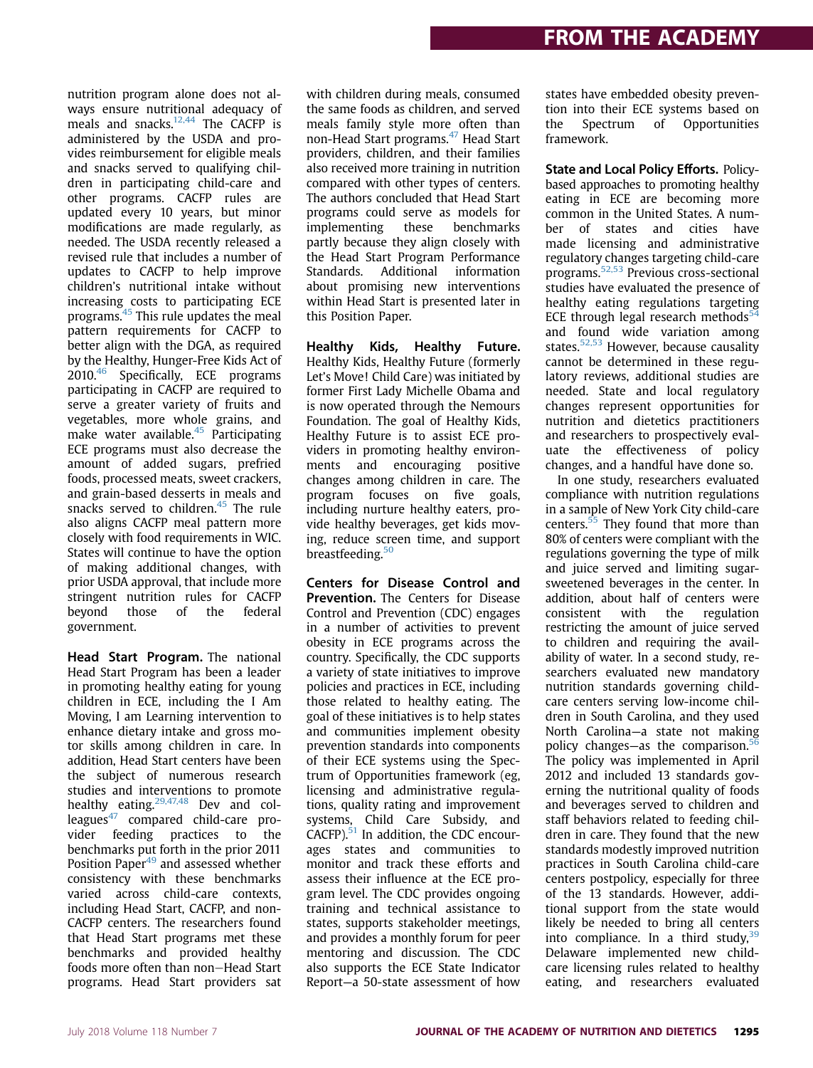nutrition program alone does not always ensure nutritional adequacy of meals and snacks.[12,44] The CACFP is administered by the USDA and provides reimbursement for eligible meals and snacks served to qualifying children in participating child-care and other programs. CACFP rules are updated every 10 years, but minor modifications are made regularly, as needed. The USDA recently released a revised rule that includes a number of updates to CACFP to help improve children's nutritional intake without increasing costs to participating ECE programs.[45] This rule updates the meal pattern requirements for CACFP to better align with the DGA, as required by the Healthy, Hunger-Free Kids Act of 2010.[46] Specifically, ECE programs participating in CACFP are required to serve a greater variety of fruits and vegetables, more whole grains, and make water available.[45] Participating ECE programs must also decrease the amount of added sugars, prefried foods, processed meats, sweet crackers, and grain-based desserts in meals and snacks served to children.[45] The rule also aligns CACFP meal pattern more closely with food requirements in WIC. States will continue to have the option of making additional changes, with prior USDA approval, that include more stringent nutrition rules for CACFP beyond those of the federal government.

**Head Start Program.** The national Head Start Program has been a leader in promoting healthy eating for young children in ECE, including the I Am Moving, I am Learning intervention to enhance dietary intake and gross motor skills among children in care. In addition, Head Start centers have been the subject of numerous research studies and interventions to promote healthy eating.[29,47,48] Dev and colleagues[47] compared child-care provider feeding practices to the benchmarks put forth in the prior 2011 Position Paper[49] and assessed whether consistency with these benchmarks varied across child-care contexts, including Head Start, CACFP, and non-CACFP centers. The researchers found that Head Start programs met these benchmarks and provided healthy foods more often than non–Head Start programs. Head Start providers sat with children during meals, consumed the same foods as children, and served meals family style more often than non-Head Start programs.[47] Head Start providers, children, and their families also received more training in nutrition compared with other types of centers. The authors concluded that Head Start programs could serve as models for implementing these benchmarks partly because they align closely with the Head Start Program Performance Standards. Additional information about promising new interventions within Head Start is presented later in this Position Paper.

**Healthy Kids, Healthy Future.** Healthy Kids, Healthy Future (formerly Let's Move! Child Care) was initiated by former First Lady Michelle Obama and is now operated through the Nemours Foundation. The goal of Healthy Kids, Healthy Future is to assist ECE providers in promoting healthy environments and encouraging positive changes among children in care. The program focuses on five goals, including nurture healthy eaters, provide healthy beverages, get kids moving, reduce screen time, and support breastfeeding.[50]

**Centers for Disease Control and Prevention.** The Centers for Disease Control and Prevention (CDC) engages in a number of activities to prevent obesity in ECE programs across the country. Specifically, the CDC supports a variety of state initiatives to improve policies and practices in ECE, including those related to healthy eating. The goal of these initiatives is to help states and communities implement obesity prevention standards into components of their ECE systems using the Spectrum of Opportunities framework (eg, licensing and administrative regulations, quality rating and improvement systems, Child Care Subsidy, and CACFP).[51] In addition, the CDC encourages states and communities to monitor and track these efforts and assess their influence at the ECE program level. The CDC provides ongoing training and technical assistance to states, supports stakeholder meetings, and provides a monthly forum for peer mentoring and discussion. The CDC also supports the ECE State Indicator Report—a 50-state assessment of how states have embedded obesity prevention into their ECE systems based on the Spectrum of Opportunities framework.

**State and Local Policy Efforts.** Policy-based approaches to promoting healthy eating in ECE are becoming more common in the United States. A number of states and cities have made licensing and administrative regulatory changes targeting child-care programs.[52,53] Previous cross-sectional studies have evaluated the presence of healthy eating regulations targeting ECE through legal research methods[54] and found wide variation among states.[52,53] However, because causality cannot be determined in these regulatory reviews, additional studies are needed. State and local regulatory changes represent opportunities for nutrition and dietetics practitioners and researchers to prospectively evaluate the effectiveness of policy changes, and a handful have done so.

In one study, researchers evaluated compliance with nutrition regulations in a sample of New York City child-care centers.[55] They found that more than 80% of centers were compliant with the regulations governing the type of milk and juice served and limiting sugar-sweetened beverages in the center. In addition, about half of centers were consistent with the regulation restricting the amount of juice served to children and requiring the availability of water. In a second study, researchers evaluated new mandatory nutrition standards governing child-care centers serving low-income children in South Carolina, and they used North Carolina—a state not making policy changes—as the comparison.[56] The policy was implemented in April 2012 and included 13 standards governing the nutritional quality of foods and beverages served to children and staff behaviors related to feeding children in care. They found that the new standards modestly improved nutrition practices in South Carolina child-care centers postpolicy, especially for three of the 13 standards. However, additional support from the state would likely be needed to bring all centers into compliance. In a third study,[39] Delaware implemented new child-care licensing rules related to healthy eating, and researchers evaluated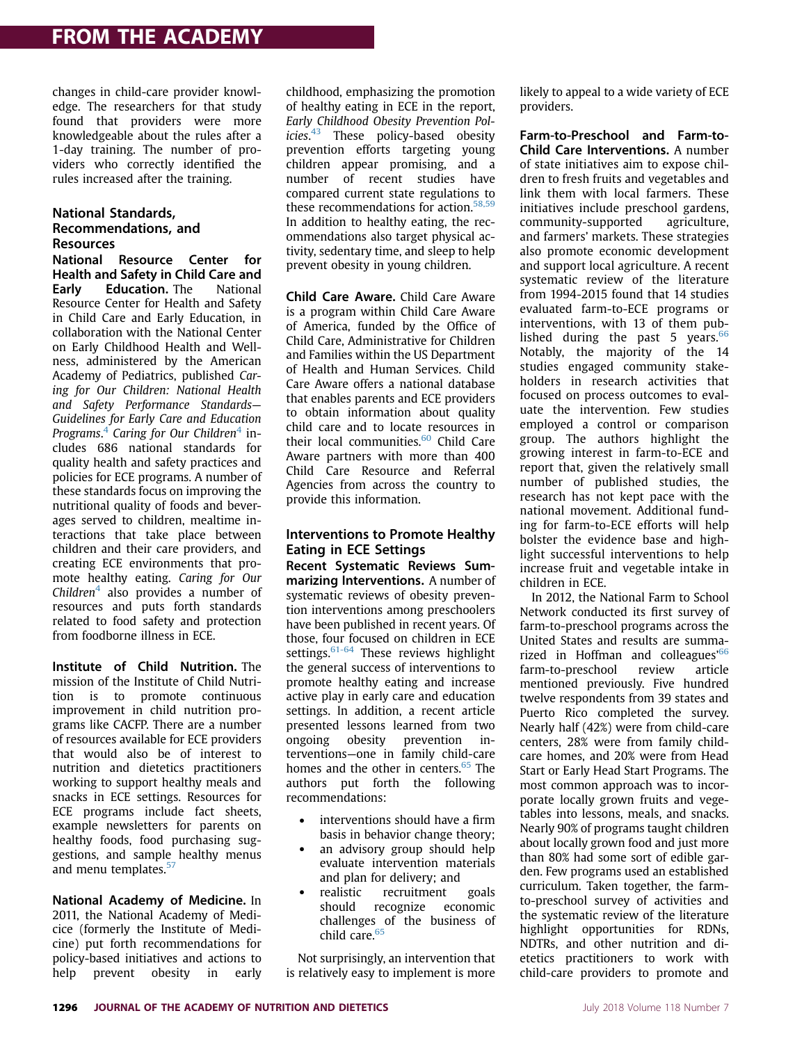changes in child-care provider knowledge. The researchers for that study found that providers were more knowledgeable about the rules after a 1-day training. The number of providers who correctly identified the rules increased after the training.

### National Standards, Recommendations, and Resources

**National Resource Center for Health and Safety in Child Care and Early Education.** The National Resource Center for Health and Safety in Child Care and Early Education, in collaboration with the National Center on Early Childhood Health and Wellness, administered by the American Academy of Pediatrics, published *Caring for Our Children: National Health and Safety Performance Standards—Guidelines for Early Care and Education Programs*.[4] *Caring for Our Children*[4] includes 686 national standards for quality health and safety practices and policies for ECE programs. A number of these standards focus on improving the nutritional quality of foods and beverages served to children, mealtime interactions that take place between children and their care providers, and creating ECE environments that promote healthy eating. *Caring for Our Children*[4] also provides a number of resources and puts forth standards related to food safety and protection from foodborne illness in ECE.

**Institute of Child Nutrition.** The mission of the Institute of Child Nutrition is to promote continuous improvement in child nutrition programs like CACFP. There are a number of resources available for ECE providers that would also be of interest to nutrition and dietetics practitioners working to support healthy meals and snacks in ECE settings. Resources for ECE programs include fact sheets, example newsletters for parents on healthy foods, food purchasing suggestions, and sample healthy menus and menu templates.[57]

**National Academy of Medicine.** In 2011, the National Academy of Medicice (formerly the Institute of Medicine) put forth recommendations for policy-based initiatives and actions to help prevent obesity in early childhood, emphasizing the promotion of healthy eating in ECE in the report, *Early Childhood Obesity Prevention Policies*.[43] These policy-based obesity prevention efforts targeting young children appear promising, and a number of recent studies have compared current state regulations to these recommendations for action.[58,59] In addition to healthy eating, the recommendations also target physical activity, sedentary time, and sleep to help prevent obesity in young children.

**Child Care Aware.** Child Care Aware is a program within Child Care Aware of America, funded by the Office of Child Care, Administrative for Children and Families within the US Department of Health and Human Services. Child Care Aware offers a national database that enables parents and ECE providers to obtain information about quality child care and to locate resources in their local communities.[60] Child Care Aware partners with more than 400 Child Care Resource and Referral Agencies from across the country to provide this information.

### Interventions to Promote Healthy Eating in ECE Settings

**Recent Systematic Reviews Summarizing Interventions.** A number of systematic reviews of obesity prevention interventions among preschoolers have been published in recent years. Of those, four focused on children in ECE settings.[61-64] These reviews highlight the general success of interventions to promote healthy eating and increase active play in early care and education settings. In addition, a recent article presented lessons learned from two ongoing obesity prevention interventions—one in family child-care homes and the other in centers.[65] The authors put forth the following recommendations:

- interventions should have a firm basis in behavior change theory;
- an advisory group should help evaluate intervention materials and plan for delivery; and
- realistic recruitment goals should recognize economic challenges of the business of child care.[65]

Not surprisingly, an intervention that is relatively easy to implement is more likely to appeal to a wide variety of ECE providers.

**Farm-to-Preschool and Farm-to-Child Care Interventions.** A number of state initiatives aim to expose children to fresh fruits and vegetables and link them with local farmers. These initiatives include preschool gardens, community-supported agriculture, and farmers' markets. These strategies also promote economic development and support local agriculture. A recent systematic review of the literature from 1994-2015 found that 14 studies evaluated farm-to-ECE programs or interventions, with 13 of them published during the past 5 years.[66] Notably, the majority of the 14 studies engaged community stakeholders in research activities that focused on process outcomes to evaluate the intervention. Few studies employed a control or comparison group. The authors highlight the growing interest in farm-to-ECE and report that, given the relatively small number of published studies, the research has not kept pace with the national movement. Additional funding for farm-to-ECE efforts will help bolster the evidence base and highlight successful interventions to help increase fruit and vegetable intake in children in ECE.

In 2012, the National Farm to School Network conducted its first survey of farm-to-preschool programs across the United States and results are summarized in Hoffman and colleagues'[66] farm-to-preschool review article mentioned previously. Five hundred twelve respondents from 39 states and Puerto Rico completed the survey. Nearly half (42%) were from child-care centers, 28% were from family child-care homes, and 20% were from Head Start or Early Head Start Programs. The most common approach was to incorporate locally grown fruits and vegetables into lessons, meals, and snacks. Nearly 90% of programs taught children about locally grown food and just more than 80% had some sort of edible garden. Few programs used an established curriculum. Taken together, the farm-to-preschool survey of activities and the systematic review of the literature highlight opportunities for RDNs, NDTRs, and other nutrition and dietetics practitioners to work with child-care providers to promote and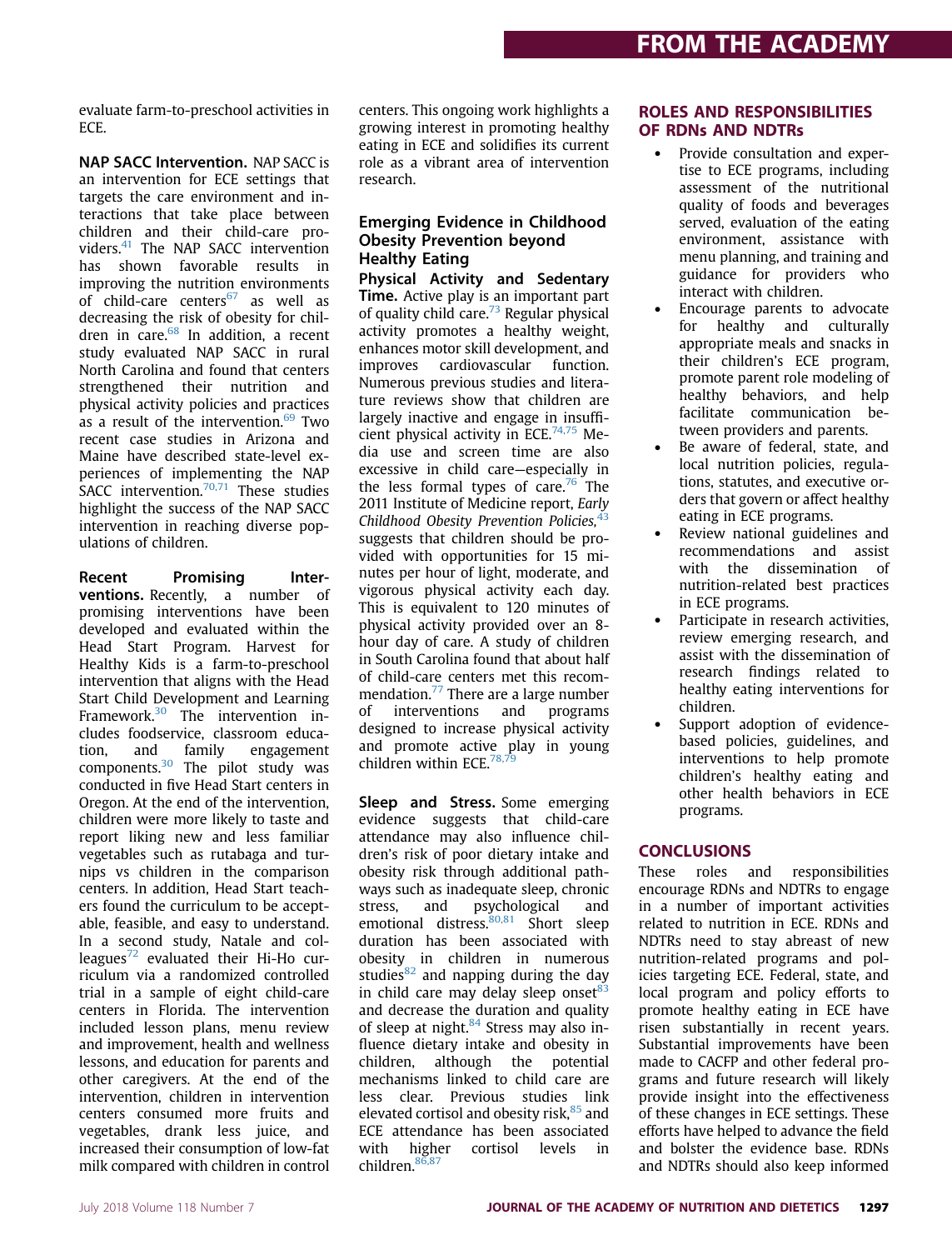evaluate farm-to-preschool activities in ECE.

**NAP SACC Intervention.** NAP SACC is an intervention for ECE settings that targets the care environment and interactions that take place between children and their child-care providers.[41] The NAP SACC intervention has shown favorable results in improving the nutrition environments of child-care centers[67] as well as decreasing the risk of obesity for children in care.[68] In addition, a recent study evaluated NAP SACC in rural North Carolina and found that centers strengthened their nutrition and physical activity policies and practices as a result of the intervention.[69] Two recent case studies in Arizona and Maine have described state-level experiences of implementing the NAP SACC intervention.[70,71] These studies highlight the success of the NAP SACC intervention in reaching diverse populations of children.

**Recent Promising Interventions.** Recently, a number of promising interventions have been developed and evaluated within the Head Start Program. Harvest for Healthy Kids is a farm-to-preschool intervention that aligns with the Head Start Child Development and Learning Framework.[30] The intervention includes foodservice, classroom education, and family engagement components.[30] The pilot study was conducted in five Head Start centers in Oregon. At the end of the intervention, children were more likely to taste and report liking new and less familiar vegetables such as rutabaga and turnips vs children in the comparison centers. In addition, Head Start teachers found the curriculum to be acceptable, feasible, and easy to understand. In a second study, Natale and colleagues[72] evaluated their Hi-Ho curriculum via a randomized controlled trial in a sample of eight child-care centers in Florida. The intervention included lesson plans, menu review and improvement, health and wellness lessons, and education for parents and other caregivers. At the end of the intervention, children in intervention centers consumed more fruits and vegetables, drank less juice, and increased their consumption of low-fat milk compared with children in control centers. This ongoing work highlights a growing interest in promoting healthy eating in ECE and solidifies its current role as a vibrant area of intervention research.

### Emerging Evidence in Childhood Obesity Prevention beyond Healthy Eating

**Physical Activity and Sedentary Time.** Active play is an important part of quality child care.[73] Regular physical activity promotes a healthy weight, enhances motor skill development, and improves cardiovascular function. Numerous previous studies and literature reviews show that children are largely inactive and engage in insufficient physical activity in ECE.[74,75] Media use and screen time are also excessive in child care—especially in the less formal types of care.[76] The 2011 Institute of Medicine report, *Early Childhood Obesity Prevention Policies,*[43] suggests that children should be provided with opportunities for 15 minutes per hour of light, moderate, and vigorous physical activity each day. This is equivalent to 120 minutes of physical activity provided over an 8-hour day of care. A study of children in South Carolina found that about half of child-care centers met this recommendation.[77] There are a large number of interventions and programs designed to increase physical activity and promote active play in young children within ECE.[78,79]

**Sleep and Stress.** Some emerging evidence suggests that child-care attendance may also influence children's risk of poor dietary intake and obesity risk through additional pathways such as inadequate sleep, chronic stress, and psychological and emotional distress.[80,81] Short sleep duration has been associated with obesity in children in numerous studies[82] and napping during the day in child care may delay sleep onset[83] and decrease the duration and quality of sleep at night.[84] Stress may also influence dietary intake and obesity in children, although the potential mechanisms linked to child care are less clear. Previous studies link elevated cortisol and obesity risk,[85] and ECE attendance has been associated with higher cortisol levels in children.[86,87]

## ROLES AND RESPONSIBILITIES OF RDNs AND NDTRs

- Provide consultation and expertise to ECE programs, including assessment of the nutritional quality of foods and beverages served, evaluation of the eating environment, assistance with menu planning, and training and guidance for providers who interact with children.
- Encourage parents to advocate for healthy and culturally appropriate meals and snacks in their children's ECE program, promote parent role modeling of healthy behaviors, and help facilitate communication between providers and parents.
- Be aware of federal, state, and local nutrition policies, regulations, statutes, and executive orders that govern or affect healthy eating in ECE programs.
- Review national guidelines and recommendations and assist with the dissemination of nutrition-related best practices in ECE programs.
- Participate in research activities, review emerging research, and assist with the dissemination of research findings related to healthy eating interventions for children.
- Support adoption of evidence-based policies, guidelines, and interventions to help promote children's healthy eating and other health behaviors in ECE programs.

## CONCLUSIONS

These roles and responsibilities encourage RDNs and NDTRs to engage in a number of important activities related to nutrition in ECE. RDNs and NDTRs need to stay abreast of new nutrition-related programs and policies targeting ECE. Federal, state, and local program and policy efforts to promote healthy eating in ECE have risen substantially in recent years. Substantial improvements have been made to CACFP and other federal programs and future research will likely provide insight into the effectiveness of these changes in ECE settings. These efforts have helped to advance the field and bolster the evidence base. RDNs and NDTRs should also keep informed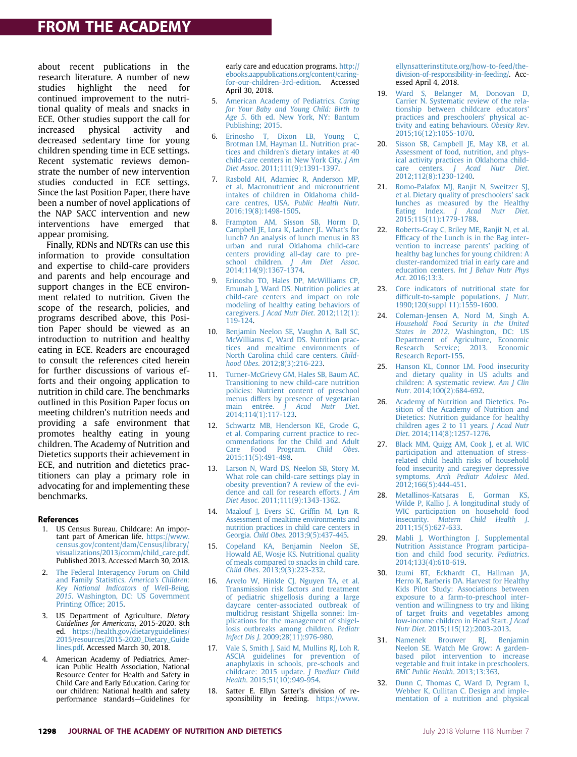about recent publications in the research literature. A number of new studies highlight the need for continued improvement to the nutritional quality of meals and snacks in ECE. Other studies support the call for increased physical activity and decreased sedentary time for young children spending time in ECE settings. Recent systematic reviews demonstrate the number of new intervention studies conducted in ECE settings. Since the last Position Paper, there have been a number of novel applications of the NAP SACC intervention and new interventions have emerged that appear promising.

Finally, RDNs and NDTRs can use this information to provide consultation and expertise to child-care providers and parents and help encourage and support changes in the ECE environment related to nutrition. Given the scope of the research, policies, and programs described above, this Position Paper should be viewed as an introduction to nutrition and healthy eating in ECE. Readers are encouraged to consult the references cited herein for further discussions of various efforts and their ongoing application to nutrition in child care. The benchmarks outlined in this Position Paper focus on meeting children's nutrition needs and providing a safe environment that promotes healthy eating in young children. The Academy of Nutrition and Dietetics supports their achievement in ECE, and nutrition and dietetics practitioners can play a primary role in advocating for and implementing these benchmarks.

## References

1. US Census Bureau. Childcare: An important part of American life. https://www.census.gov/content/dam/Census/library/visualizations/2013/comm/child_care.pdf. Published 2013. Accessed March 30, 2018.
2. The Federal Interagency Forum on Child and Family Statistics. *America's Children: Key National Indicators of Well-Being, 2015*. Washington, DC: US Government Printing Office; 2015.
3. US Department of Agriculture. *Dietary Guidelines for Americans*, 2015-2020. 8th ed. https://health.gov/dietaryguidelines/2015/resources/2015-2020_Dietary_Guidelines.pdf. Accessed March 30, 2018.
4. American Academy of Pediatrics, American Public Health Association, National Resource Center for Health and Safety in Child Care and Early Education. Caring for our children: National health and safety performance standards—Guidelines for early care and education programs. http://ebooks.aappublications.org/content/caring-for-our-children-3rd-edition. Accessed April 30, 2018.
5. American Academy of Pediatrics. *Caring for Your Baby and Young Child: Birth to Age 5*. 6th ed. New York, NY: Bantum Publishing; 2015.
6. Erinosho T, Dixon LB, Young C, Brotman LM, Hayman LL. Nutrition practices and children's dietary intakes at 40 child-care centers in New York City. *J Am Diet Assoc*. 2011;111(9):1391-1397.
7. Rasbold AH, Adamiec R, Anderson MP, et al. Macronutrient and micronutrient intakes of children in Oklahoma child-care centres, USA. *Public Health Nutr*. 2016;19(8):1498-1505.
8. Frampton AM, Sisson SB, Horm D, Campbell JE, Lora K, Ladner JL. What's for lunch? An analysis of lunch menus in 83 urban and rural Oklahoma child-care centers providing all-day care to preschool children. *J Am Diet Assoc*. 2014;114(9):1367-1374.
9. Erinosho TO, Hales DP, McWilliams CP, Emunah J, Ward DS. Nutrition policies at child-care centers and impact on role modeling of healthy eating behaviors of caregivers. *J Acad Nutr Diet*. 2012;112(1):119-124.
10. Benjamin Neelon SE, Vaughn A, Ball SC, McWilliams C, Ward DS. Nutrition practices and mealtime environments of North Carolina child care centers. *Childhood Obes*. 2012;8(3):216-223.
11. Turner-McGrievy GM, Hales SB, Baum AC. Transitioning to new child-care nutrition policies: Nutrient content of preschool menus differs by presence of vegetarian main entrée. *J Acad Nutr Diet*. 2014;114(1):117-123.
12. Schwartz MB, Henderson KE, Grode G, et al. Comparing current practice to recommendations for the Child and Adult Care Food Program. *Child Obes*. 2015;11(5):491-498.
13. Larson N, Ward DS, Neelon SB, Story M. What role can child-care settings play in obesity prevention? A review of the evidence and call for research efforts. *J Am Diet Assoc*. 2011;111(9):1343-1362.
14. Maalouf J, Evers SC, Griffin M, Lyn R. Assessment of mealtime environments and nutrition practices in child care centers in Georgia. *Child Obes*. 2013;9(5):437-445.
15. Copeland KA, Benjamin Neelon SE, Howald AE, Wosje KS. Nutritional quality of meals compared to snacks in child care. *Child Obes*. 2013;9(3):223-232.
16. Arvelo W, Hinkle CJ, Nguyen TA, et al. Transmission risk factors and treatment of pediatric shigellosis during a large daycare center-associated outbreak of multidrug resistant Shigella sonnei: Implications for the management of shigellosis outbreaks among children. *Pediatr Infect Dis J*. 2009;28(11):976-980.
17. Vale S, Smith J, Said M, Mullins RJ, Loh R. ASCIA guidelines for prevention of anaphylaxis in schools, pre-schools and childcare: 2015 update. *J Paediatr Child Health*. 2015;51(10):949-954.
18. Satter E. Ellyn Satter's division of responsibility in feeding. https://www.ellynsatterinstitute.org/how-to-feed/the-division-of-responsibility-in-feeding/. Accessed April 4, 2018.
19. Ward S, Belanger M, Donovan D, Carrier N. Systematic review of the relationship between childcare educators' practices and preschoolers' physical activity and eating behaviours. *Obesity Rev*. 2015;16(12):1055-1070.
20. Sisson SB, Campbell JE, May KB, et al. Assessment of food, nutrition, and physical activity practices in Oklahoma child-care centers. *J Acad Nutr Diet*. 2012;112(8):1230-1240.
21. Romo-Palafox MJ, Ranjit N, Sweitzer SJ, et al. Dietary quality of preschoolers' sack lunches as measured by the Healthy Eating Index. *J Acad Nutr Diet*. 2015;115(11):1779-1788.
22. Roberts-Gray C, Briley ME, Ranjit N, et al. Efficacy of the Lunch is in the Bag intervention to increase parents' packing of healthy bag lunches for young children: A cluster-randomized trial in early care and education centers. *Int J Behav Nutr Phys Act*. 2016;13:3.
23. Core indicators of nutritional state for difficult-to-sample populations. *J Nutr*. 1990;120(suppl 11):1559-1600.
24. Coleman-Jensen A, Nord M, Singh A. *Household Food Security in the United States in 2012*. Washington, DC: US Department of Agriculture, Economic Research Service; 2013. Economic Research Report-155.
25. Hanson KL, Connor LM. Food insecurity and dietary quality in US adults and children: A systematic review. *Am J Clin Nutr*. 2014;100(2):684-692.
26. Academy of Nutrition and Dietetics. Position of the Academy of Nutrition and Dietetics: Nutrition guidance for healthy children ages 2 to 11 years. *J Acad Nutr Diet*. 2014;114(8):1257-1276.
27. Black MM, Quigg AM, Cook J, et al. WIC participation and attenuation of stress-related child health risks of household food insecurity and caregiver depressive symptoms. *Arch Pediatr Adolesc Med*. 2012;166(5):444-451.
28. Metallinos-Katsaras E, Gorman KS, Wilde P, Kallio J. A longitudinal study of WIC participation on household food insecurity. *Matern Child Health J*. 2011;15(5):627-633.
29. Mabli J, Worthington J. Supplemental Nutrition Assistance Program participation and child food security. *Pediatrics*. 2014;133(4):610-619.
30. Izumi BT, Eckhardt CL, Hallman JA, Herro K, Barberis DA. Harvest for Healthy Kids Pilot Study: Associations between exposure to a farm-to-preschool intervention and willingness to try and liking of target fruits and vegetables among low-income children in Head Start. *J Acad Nutr Diet*. 2015;115(12):2003-2013.
31. Namenek Brouwer RJ, Benjamin Neelon SE. Watch Me Grow: A garden-based pilot intervention to increase vegetable and fruit intake in preschoolers. *BMC Public Health*. 2013;13:363.
32. Dunn C, Thomas C, Ward D, Pegram L, Webber K, Cullitan C. Design and implementation of a nutrition and physical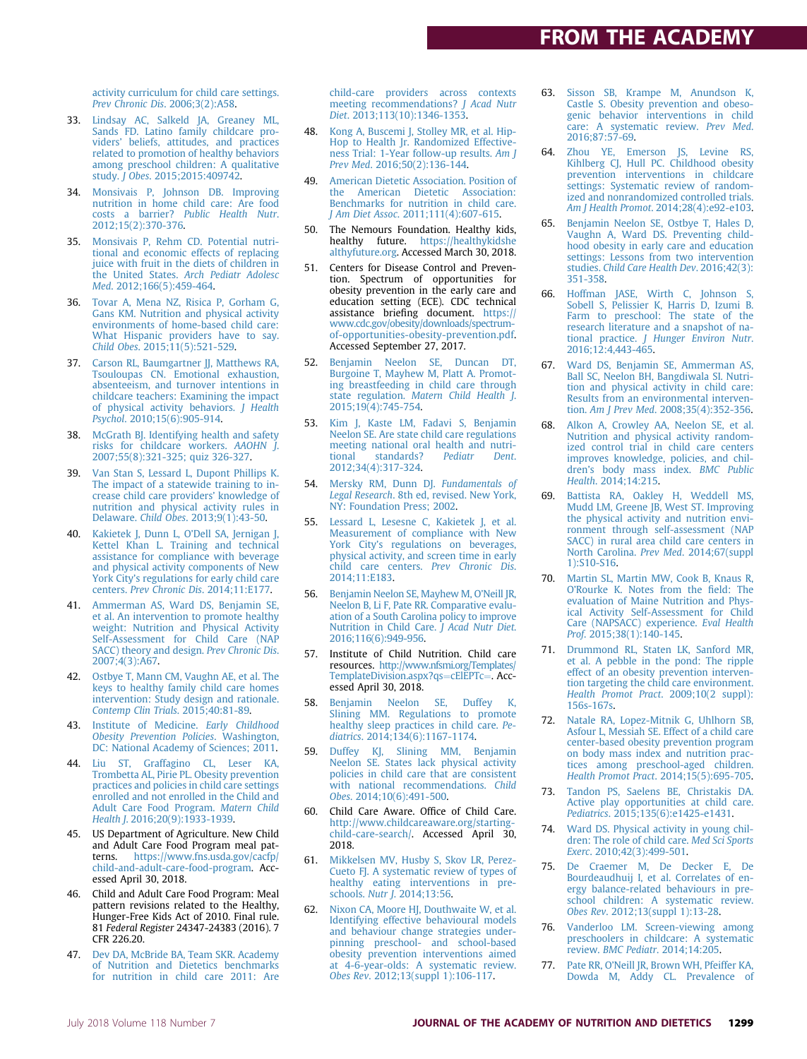activity curriculum for child care settings. *Prev Chronic Dis*. 2006;3(2):A58.

33. Lindsay AC, Salkeld JA, Greaney ML, Sands FD. Latino family childcare providers' beliefs, attitudes, and practices related to promotion of healthy behaviors among preschool children: A qualitative study. *J Obes*. 2015;2015:409742.
34. Monsivais P, Johnson DB. Improving nutrition in home child care: Are food costs a barrier? *Public Health Nutr*. 2012;15(2):370-376.
35. Monsivais P, Rehm CD. Potential nutritional and economic effects of replacing juice with fruit in the diets of children in the United States. *Arch Pediatr Adolesc Med*. 2012;166(5):459-464.
36. Tovar A, Mena NZ, Risica P, Gorham G, Gans KM. Nutrition and physical activity environments of home-based child care: What Hispanic providers have to say. *Child Obes*. 2015;11(5):521-529.
37. Carson RL, Baumgartner JJ, Matthews RA, Tsouloupas CN. Emotional exhaustion, absenteeism, and turnover intentions in childcare teachers: Examining the impact of physical activity behaviors. *J Health Psychol*. 2010;15(6):905-914.
38. McGrath BJ. Identifying health and safety risks for childcare workers. *AAOHN J*. 2007;55(8):321-325; quiz 326-327.
39. Van Stan S, Lessard L, Dupont Phillips K. The impact of a statewide training to increase child care providers' knowledge of nutrition and physical activity rules in Delaware. *Child Obes*. 2013;9(1):43-50.
40. Kakietek J, Dunn L, O'Dell SA, Jernigan J, Kettel Khan L. Training and technical assistance for compliance with beverage and physical activity components of New York City's regulations for early child care centers. *Prev Chronic Dis*. 2014;11:E177.
41. Ammerman AS, Ward DS, Benjamin SE, et al. An intervention to promote healthy weight: Nutrition and Physical Activity Self-Assessment for Child Care (NAP SACC) theory and design. *Prev Chronic Dis*. 2007;4(3):A67.
42. Ostbye T, Mann CM, Vaughn AE, et al. The keys to healthy family child care homes intervention: Study design and rationale. *Contemp Clin Trials*. 2015;40:81-89.
43. Institute of Medicine. *Early Childhood Obesity Prevention Policies*. Washington, DC: National Academy of Sciences; 2011.
44. Liu ST, Graffagino CL, Leser KA, Trombetta AL, Pirie PL. Obesity prevention practices and policies in child care settings enrolled and not enrolled in the Child and Adult Care Food Program. *Matern Child Health J*. 2016;20(9):1933-1939.
45. US Department of Agriculture. New Child and Adult Care Food Program meal patterns. https://www.fns.usda.gov/cacfp/child-and-adult-care-food-program. Accessed April 30, 2018.
46. Child and Adult Care Food Program: Meal pattern revisions related to the Healthy, Hunger-Free Kids Act of 2010. Final rule. 81 *Federal Register* 24347-24383 (2016). 7 CFR 226.20.
47. Dev DA, McBride BA, Team SKR. Academy of Nutrition and Dietetics benchmarks for nutrition in child care 2011: Are child-care providers across contexts meeting recommendations? *J Acad Nutr Diet*. 2013;113(10):1346-1353.
48. Kong A, Buscemi J, Stolley MR, et al. Hip-Hop to Health Jr. Randomized Effectiveness Trial: 1-Year follow-up results. *Am J Prev Med*. 2016;50(2):136-144.
49. American Dietetic Association. Position of the American Dietetic Association: Benchmarks for nutrition in child care. *J Am Diet Assoc*. 2011;111(4):607-615.
50. The Nemours Foundation. Healthy kids, healthy future. https://healthykidshealthyfuture.org. Accessed March 30, 2018.
51. Centers for Disease Control and Prevention. Spectrum of opportunities for obesity prevention in the early care and education setting (ECE). CDC technical assistance briefing document. https://www.cdc.gov/obesity/downloads/spectrum-of-opportunities-obesity-prevention.pdf. Accessed September 27, 2017.
52. Benjamin Neelon SE, Duncan DT, Burgoine T, Mayhew M, Platt A. Promoting breastfeeding in child care through state regulation. *Matern Child Health J*. 2015;19(4):745-754.
53. Kim J, Kaste LM, Fadavi S, Benjamin Neelon SE. Are state child care regulations meeting national oral health and nutritional standards? *Pediatr Dent*. 2012;34(4):317-324.
54. Mersky RM, Dunn DJ. *Fundamentals of Legal Research*. 8th ed, revised. New York, NY: Foundation Press; 2002.
55. Lessard L, Lesesne C, Kakietek J, et al. Measurement of compliance with New York City's regulations on beverages, physical activity, and screen time in early child care centers. *Prev Chronic Dis*. 2014;11:E183.
56. Benjamin Neelon SE, Mayhew M, O'Neill JR, Neelon B, Li F, Pate RR. Comparative evaluation of a South Carolina policy to improve Nutrition in Child Care. *J Acad Nutr Diet*. 2016;116(6):949-956.
57. Institute of Child Nutrition. Child care resources. http://www.nfsmi.org/Templates/TemplateDivision.aspx?qs=cElEPTc=. Accessed April 30, 2018.
58. Benjamin Neelon SE, Duffey K, Slining MM. Regulations to promote healthy sleep practices in child care. *Pediatrics*. 2014;134(6):1167-1174.
59. Duffey KJ, Slining MM, Benjamin Neelon SE. States lack physical activity policies in child care that are consistent with national recommendations. *Child Obes*. 2014;10(6):491-500.
60. Child Care Aware. Office of Child Care. http://www.childcareaware.org/starting-child-care-search/. Accessed April 30, 2018.
61. Mikkelsen MV, Husby S, Skov LR, Perez-Cueto FJ. A systematic review of types of healthy eating interventions in preschools. *Nutr J*. 2014;13:56.
62. Nixon CA, Moore HJ, Douthwaite W, et al. Identifying effective behavioural models and behaviour change strategies underpinning preschool- and school-based obesity prevention interventions aimed at 4-6-year-olds: A systematic review. *Obes Rev*. 2012;13(suppl 1):106-117.
63. Sisson SB, Krampe M, Anundson K, Castle S. Obesity prevention and obesogenic behavior interventions in child care: A systematic review. *Prev Med*. 2016;87:57-69.
64. Zhou YE, Emerson JS, Levine RS, Kihlberg CJ, Hull PC. Childhood obesity prevention interventions in childcare settings: Systematic review of randomized and nonrandomized controlled trials. *Am J Health Promot*. 2014;28(4):e92-e103.
65. Benjamin Neelon SE, Ostbye T, Hales D, Vaughn A, Ward DS. Preventing childhood obesity in early care and education settings: Lessons from two intervention studies. *Child Care Health Dev*. 2016;42(3):351-358.
66. Hoffman JASE, Wirth C, Johnson S, Sobell S, Pelissier K, Harris D, Izumi B. Farm to preschool: The state of the research literature and a snapshot of national practice. *J Hunger Environ Nutr*. 2016;12:4,443-465.
67. Ward DS, Benjamin SE, Ammerman AS, Ball SC, Neelon BH, Bangdiwala SI. Nutrition and physical activity in child care: Results from an environmental intervention. *Am J Prev Med*. 2008;35(4):352-356.
68. Alkon A, Crowley AA, Neelon SE, et al. Nutrition and physical activity randomized control trial in child care centers improves knowledge, policies, and children's body mass index. *BMC Public Health*. 2014;14:215.
69. Battista RA, Oakley H, Weddell MS, Mudd LM, Greene JB, West ST. Improving the physical activity and nutrition environment through self-assessment (NAP SACC) in rural area child care centers in North Carolina. *Prev Med*. 2014;67(suppl 1):S10-S16.
70. Martin SL, Martin MW, Cook B, Knaus R, O'Rourke K. Notes from the field: The evaluation of Maine Nutrition and Physical Activity Self-Assessment for Child Care (NAPSACC) experience. *Eval Health Prof*. 2015;38(1):140-145.
71. Drummond RL, Staten LK, Sanford MR, et al. A pebble in the pond: The ripple effect of an obesity prevention intervention targeting the child care environment. *Health Promot Pract*. 2009;10(2 suppl):156s-167s.
72. Natale RA, Lopez-Mitnik G, Uhlhorn SB, Asfour L, Messiah SE. Effect of a child care center-based obesity prevention program on body mass index and nutrition practices among preschool-aged children. *Health Promot Pract*. 2014;15(5):695-705.
73. Tandon PS, Saelens BE, Christakis DA. Active play opportunities at child care. *Pediatrics*. 2015;135(6):e1425-e1431.
74. Ward DS. Physical activity in young children: The role of child care. *Med Sci Sports Exerc*. 2010;42(3):499-501.
75. De Craemer M, De Decker E, De Bourdeaudhuij I, et al. Correlates of energy balance-related behaviours in preschool children: A systematic review. *Obes Rev*. 2012;13(suppl 1):13-28.
76. Vanderloo LM. Screen-viewing among preschoolers in childcare: A systematic review. *BMC Pediatr*. 2014;14:205.
77. Pate RR, O'Neill JR, Brown WH, Pfeiffer KA, Dowda M, Addy CL. Prevalence of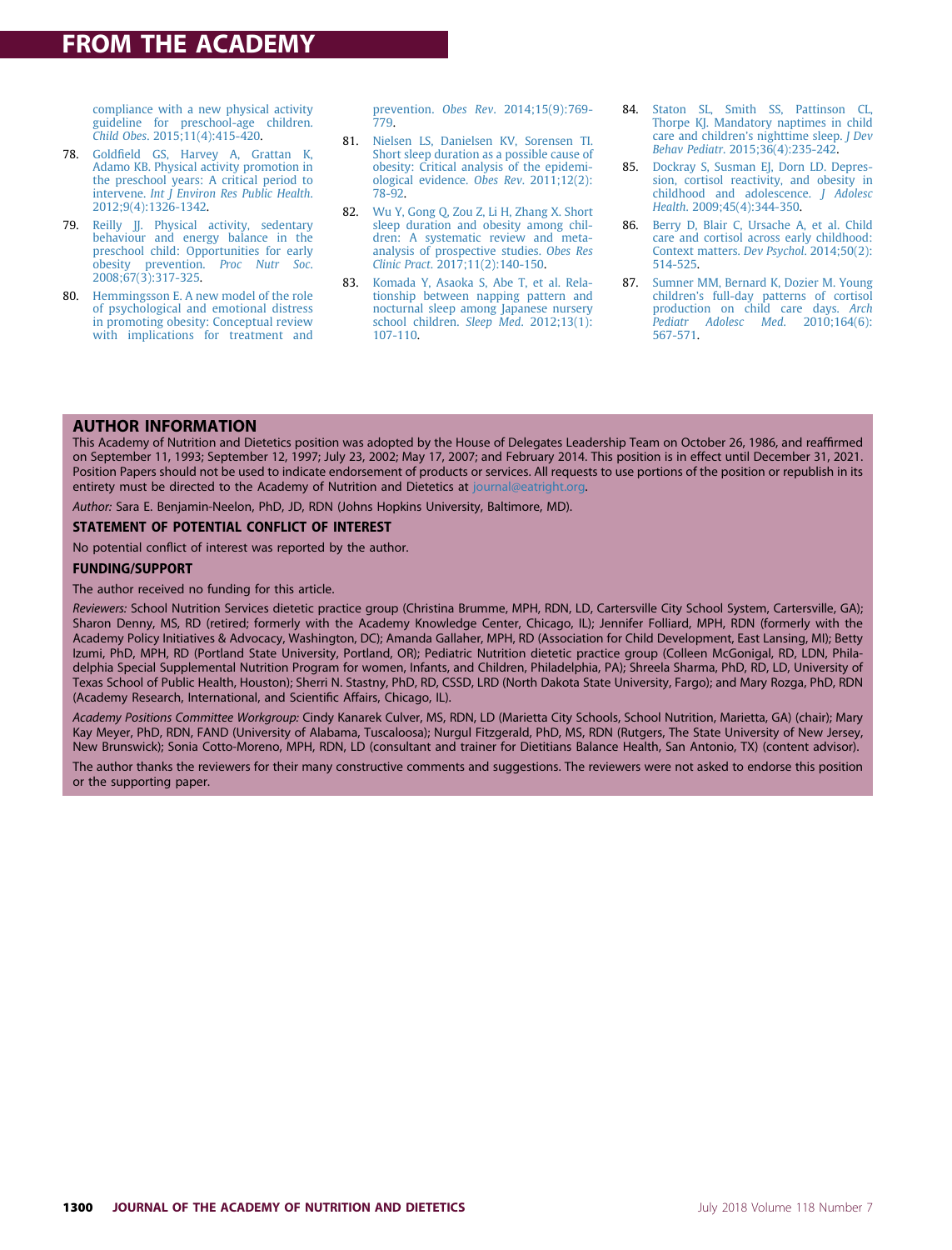compliance with a new physical activity guideline for preschool-age children. *Child Obes*. 2015;11(4):415-420.

78. Goldfield GS, Harvey A, Grattan K, Adamo KB. Physical activity promotion in the preschool years: A critical period to intervene. *Int J Environ Res Public Health*. 2012;9(4):1326-1342.
79. Reilly JJ. Physical activity, sedentary behaviour and energy balance in the preschool child: Opportunities for early obesity prevention. *Proc Nutr Soc*. 2008;67(3):317-325.
80. Hemmingsson E. A new model of the role of psychological and emotional distress in promoting obesity: Conceptual review with implications for treatment and prevention. *Obes Rev*. 2014;15(9):769-779.
81. Nielsen LS, Danielsen KV, Sorensen TI. Short sleep duration as a possible cause of obesity: Critical analysis of the epidemiological evidence. *Obes Rev*. 2011;12(2):78-92.
82. Wu Y, Gong Q, Zou Z, Li H, Zhang X. Short sleep duration and obesity among children: A systematic review and meta-analysis of prospective studies. *Obes Res Clinic Pract*. 2017;11(2):140-150.
83. Komada Y, Asaoka S, Abe T, et al. Relationship between napping pattern and nocturnal sleep among Japanese nursery school children. *Sleep Med*. 2012;13(1):107-110.
84. Staton SL, Smith SS, Pattinson CL, Thorpe KJ. Mandatory naptimes in child care and children's nighttime sleep. *J Dev Behav Pediatr*. 2015;36(4):235-242.
85. Dockray S, Susman EJ, Dorn LD. Depression, cortisol reactivity, and obesity in childhood and adolescence. *J Adolesc Health*. 2009;45(4):344-350.
86. Berry D, Blair C, Ursache A, et al. Child care and cortisol across early childhood: Context matters. *Dev Psychol*. 2014;50(2):514-525.
87. Sumner MM, Bernard K, Dozier M. Young children's full-day patterns of cortisol production on child care days. *Arch Pediatr Adolesc Med*. 2010;164(6):567-571.

## AUTHOR INFORMATION

This Academy of Nutrition and Dietetics position was adopted by the House of Delegates Leadership Team on October 26, 1986, and reaffirmed on September 11, 1993; September 12, 1997; July 23, 2002; May 17, 2007; and February 2014. This position is in effect until December 31, 2021. Position Papers should not be used to indicate endorsement of products or services. All requests to use portions of the position or republish in its entirety must be directed to the Academy of Nutrition and Dietetics at journal@eatright.org.

*Author:* Sara E. Benjamin-Neelon, PhD, JD, RDN (Johns Hopkins University, Baltimore, MD).

### STATEMENT OF POTENTIAL CONFLICT OF INTEREST

No potential conflict of interest was reported by the author.

### FUNDING/SUPPORT

The author received no funding for this article.

*Reviewers:* School Nutrition Services dietetic practice group (Christina Brumme, MPH, RDN, LD, Cartersville City School System, Cartersville, GA); Sharon Denny, MS, RD (retired; formerly with the Academy Knowledge Center, Chicago, IL); Jennifer Folliard, MPH, RDN (formerly with the Academy Policy Initiatives & Advocacy, Washington, DC); Amanda Gallaher, MPH, RD (Association for Child Development, East Lansing, MI); Betty Izumi, PhD, MPH, RD (Portland State University, Portland, OR); Pediatric Nutrition dietetic practice group (Colleen McGonigal, RD, LDN, Philadelphia Special Supplemental Nutrition Program for women, Infants, and Children, Philadelphia, PA); Shreela Sharma, PhD, RD, LD, University of Texas School of Public Health, Houston); Sherri N. Stastny, PhD, RD, CSSD, LRD (North Dakota State University, Fargo); and Mary Rozga, PhD, RDN (Academy Research, International, and Scientific Affairs, Chicago, IL).

*Academy Positions Committee Workgroup:* Cindy Kanarek Culver, MS, RDN, LD (Marietta City Schools, School Nutrition, Marietta, GA) (chair); Mary Kay Meyer, PhD, RDN, FAND (University of Alabama, Tuscaloosa); Nurgul Fitzgerald, PhD, MS, RDN (Rutgers, The State University of New Jersey, New Brunswick); Sonia Cotto-Moreno, MPH, RDN, LD (consultant and trainer for Dietitians Balance Health, San Antonio, TX) (content advisor).

The author thanks the reviewers for their many constructive comments and suggestions. The reviewers were not asked to endorse this position or the supporting paper.